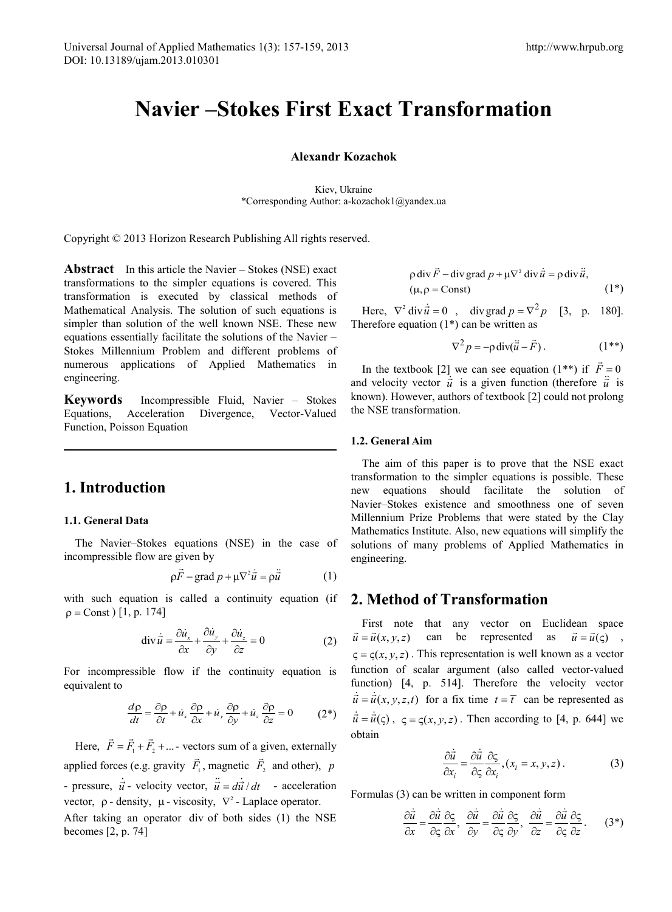# Navier –Stokes First Exact Transformation

**Alexandr Kozachok**

Kiev, Ukraine
*Corresponding Author: a-kozachok1@yandex.ua

Copyright © 2013 Horizon Research Publishing All rights reserved.

**Abstract** In this article the Navier – Stokes (NSE) exact transformations to the simpler equations is covered. This transformation is executed by classical methods of Mathematical Analysis. The solution of such equations is simpler than solution of the well known NSE. These new equations essentially facilitate the solutions of the Navier – Stokes Millennium Problem and different problems of numerous applications of Applied Mathematics in engineering.

**Keywords** Incompressible Fluid, Navier – Stokes Equations, Acceleration Divergence, Vector-Valued Function, Poisson Equation

## 1. Introduction

### 1.1. General Data

The Navier–Stokes equations (NSE) in the case of incompressible flow are given by

$$\rho\vec{F} - \text{grad}\, p + \mu\nabla^2\dot{\vec{u}} = \rho\ddot{\vec{u}} \tag{1}$$

with such equation is called a continuity equation (if $\rho = \text{Const}$ ) [1, p. 174]

$$\text{div}\,\dot{\vec{u}} = \frac{\partial \dot{u}_x}{\partial x} + \frac{\partial \dot{u}_y}{\partial y} + \frac{\partial \dot{u}_z}{\partial z} = 0 \tag{2}$$

For incompressible flow if the continuity equation is equivalent to

$$\frac{d\rho}{dt} = \frac{\partial\rho}{\partial t} + \dot{u}_x\frac{\partial\rho}{\partial x} + \dot{u}_y\frac{\partial\rho}{\partial y} + \dot{u}_z\frac{\partial\rho}{\partial z} = 0 \tag{2*}$$

Here, $\vec{F} = \vec{F}_1 + \vec{F}_2 + ...$ - vectors sum of a given, externally applied forces (e.g. gravity $\vec{F}_1$, magnetic $\vec{F}_2$ and other), $p$ - pressure, $\dot{\vec{u}}$ - velocity vector, $\ddot{\vec{u}} = d\dot{\vec{u}}/dt$ - acceleration vector, $\rho$ - density, $\mu$ - viscosity, $\nabla^2$ - Laplace operator.

After taking an operator div of both sides (1) the NSE becomes [2, p. 74]

$$\rho\,\text{div}\,\vec{F} - \text{div}\,\text{grad}\, p + \mu\nabla^2\,\text{div}\,\dot{\vec{u}} = \rho\,\text{div}\,\ddot{\vec{u}},$$
$$(\mu, \rho = \text{Const}) \tag{1*}$$

Here, $\nabla^2\,\text{div}\,\dot{\vec{u}} = 0$ , $\text{div}\,\text{grad}\, p = \nabla^2 p$ [3, p. 180]. Therefore equation (1*) can be written as

$$\nabla^2 p = -\rho\,\text{div}(\ddot{\vec{u}} - \vec{F}). \tag{1**}$$

In the textbook [2] we can see equation (1**) if $\vec{F} = 0$ and velocity vector $\dot{\vec{u}}$ is a given function (therefore $\ddot{\vec{u}}$ is known). However, authors of textbook [2] could not prolong the NSE transformation.

### 1.2. General Aim

The aim of this paper is to prove that the NSE exact transformation to the simpler equations is possible. These new equations should facilitate the solution of Navier–Stokes existence and smoothness one of seven Millennium Prize Problems that were stated by the Clay Mathematics Institute. Also, new equations will simplify the solutions of many problems of Applied Mathematics in engineering.

## 2. Method of Transformation

First note that any vector on Euclidean space $\vec{u} = \vec{u}(x, y, z)$ can be represented as $\vec{u} = \vec{u}(\varsigma)$ , $\varsigma = \varsigma(x, y, z)$ . This representation is well known as a vector function of scalar argument (also called vector-valued function) [4, p. 514]. Therefore the velocity vector $\dot{\vec{u}} = \dot{\vec{u}}(x, y, z, t)$ for a fix time $t = \overline{t}$ can be represented as $\dot{\vec{u}} = \dot{\vec{u}}(\varsigma)$ , $\varsigma = \varsigma(x, y, z)$ . Then according to [4, p. 644] we obtain

$$\frac{\partial\dot{\vec{u}}}{\partial x_i} = \frac{\partial\dot{\vec{u}}}{\partial\varsigma}\frac{\partial\varsigma}{\partial x_i}, (x_i = x, y, z). \tag{3}$$

Formulas (3) can be written in component form

$$\frac{\partial\dot{\vec{u}}}{\partial x} = \frac{\partial\dot{\vec{u}}}{\partial\varsigma}\frac{\partial\varsigma}{\partial x},\; \frac{\partial\dot{\vec{u}}}{\partial y} = \frac{\partial\dot{\vec{u}}}{\partial\varsigma}\frac{\partial\varsigma}{\partial y},\; \frac{\partial\dot{\vec{u}}}{\partial z} = \frac{\partial\dot{\vec{u}}}{\partial\varsigma}\frac{\partial\varsigma}{\partial z}. \tag{3*}$$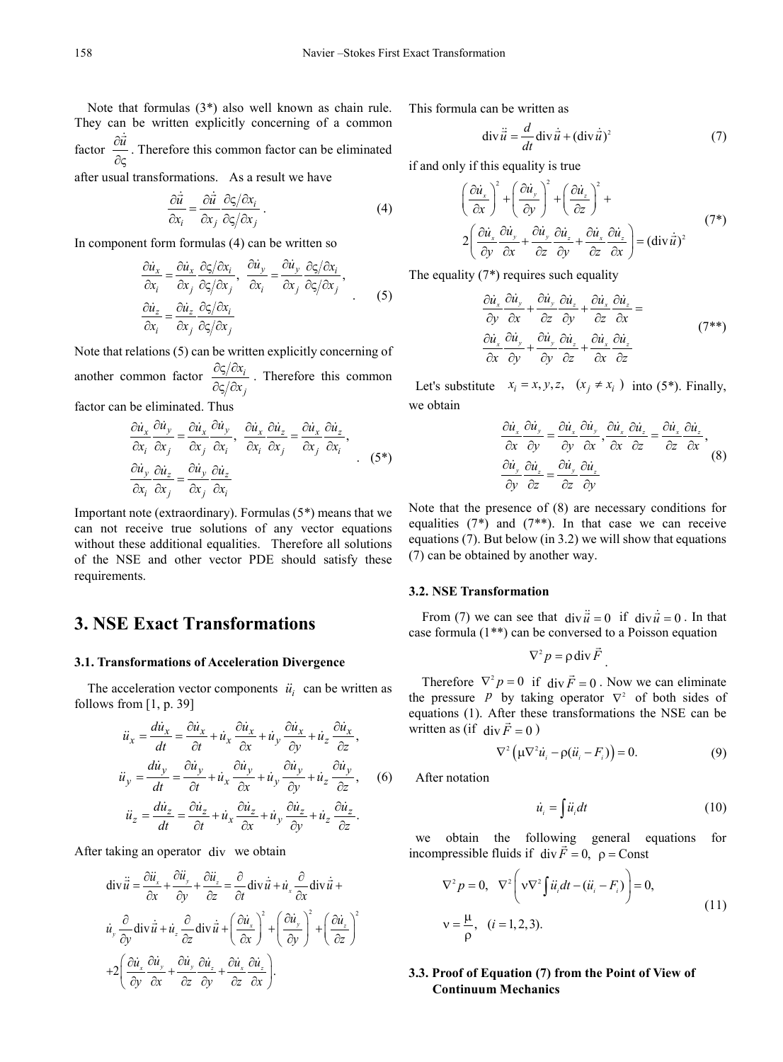Note that formulas (3*) also well known as chain rule. They can be written explicitly concerning of a common factor $\frac{\partial \ddot{\vec{u}}}{\partial \varsigma}$. Therefore this common factor can be eliminated after usual transformations. As a result we have

$$\frac{\partial \ddot{\vec{u}}}{\partial x_i} = \frac{\partial \ddot{\vec{u}}}{\partial x_j} \frac{\partial \varsigma / \partial x_i}{\partial \varsigma / \partial x_j}. \tag{4}$$

In component form formulas (4) can be written so

$$\frac{\partial \dot{u}_x}{\partial x_i} = \frac{\partial \dot{u}_x}{\partial x_j} \frac{\partial \varsigma / \partial x_i}{\partial \varsigma / \partial x_j}, \quad \frac{\partial \dot{u}_y}{\partial x_i} = \frac{\partial \dot{u}_y}{\partial x_j} \frac{\partial \varsigma / \partial x_i}{\partial \varsigma / \partial x_j},$$
$$\frac{\partial \dot{u}_z}{\partial x_i} = \frac{\partial \dot{u}_z}{\partial x_j} \frac{\partial \varsigma / \partial x_i}{\partial \varsigma / \partial x_j}. \tag{5}$$

Note that relations (5) can be written explicitly concerning of another common factor $\frac{\partial \varsigma / \partial x_i}{\partial \varsigma / \partial x_j}$. Therefore this common factor can be eliminated. Thus

$$\frac{\partial \dot{u}_x}{\partial x_i}\frac{\partial \dot{u}_y}{\partial x_j} = \frac{\partial \dot{u}_x}{\partial x_j}\frac{\partial \dot{u}_y}{\partial x_i}, \quad \frac{\partial \dot{u}_x}{\partial x_i}\frac{\partial \dot{u}_z}{\partial x_j} = \frac{\partial \dot{u}_x}{\partial x_j}\frac{\partial \dot{u}_z}{\partial x_i},$$
$$\frac{\partial \dot{u}_y}{\partial x_i}\frac{\partial \dot{u}_z}{\partial x_j} = \frac{\partial \dot{u}_y}{\partial x_j}\frac{\partial \dot{u}_z}{\partial x_i}. \tag{5*}$$

Important note (extraordinary). Formulas (5*) means that we can not receive true solutions of any vector equations without these additional equalities. Therefore all solutions of the NSE and other vector PDE should satisfy these requirements.

## 3. NSE Exact Transformations

### 3.1. Transformations of Acceleration Divergence

The acceleration vector components $\ddot{u}_i$ can be written as follows from [1, p. 39]

$$\ddot{u}_x = \frac{d\dot{u}_x}{dt} = \frac{\partial \dot{u}_x}{\partial t} + \dot{u}_x \frac{\partial \dot{u}_x}{\partial x} + \dot{u}_y \frac{\partial \dot{u}_x}{\partial y} + \dot{u}_z \frac{\partial \dot{u}_x}{\partial z},$$
$$\ddot{u}_y = \frac{d\dot{u}_y}{dt} = \frac{\partial \dot{u}_y}{\partial t} + \dot{u}_x \frac{\partial \dot{u}_y}{\partial x} + \dot{u}_y \frac{\partial \dot{u}_y}{\partial y} + \dot{u}_z \frac{\partial \dot{u}_y}{\partial z}, \tag{6}$$
$$\ddot{u}_z = \frac{d\dot{u}_z}{dt} = \frac{\partial \dot{u}_z}{\partial t} + \dot{u}_x \frac{\partial \dot{u}_z}{\partial x} + \dot{u}_y \frac{\partial \dot{u}_z}{\partial y} + \dot{u}_z \frac{\partial \dot{u}_z}{\partial z}.$$

After taking an operator $\operatorname{div}$ we obtain

$$\operatorname{div}\ddot{\vec{u}} = \frac{\partial \ddot{u}_x}{\partial x} + \frac{\partial \ddot{u}_y}{\partial y} + \frac{\partial \ddot{u}_z}{\partial z} = \frac{\partial}{\partial t}\operatorname{div}\dot{\vec{u}} + \dot{u}_x \frac{\partial}{\partial x}\operatorname{div}\dot{\vec{u}} +$$
$$\dot{u}_y \frac{\partial}{\partial y}\operatorname{div}\dot{\vec{u}} + \dot{u}_z \frac{\partial}{\partial z}\operatorname{div}\dot{\vec{u}} + \left(\frac{\partial \dot{u}_x}{\partial x}\right)^2 + \left(\frac{\partial \dot{u}_y}{\partial y}\right)^2 + \left(\frac{\partial \dot{u}_z}{\partial z}\right)^2$$
$$+2\left(\frac{\partial \dot{u}_x}{\partial y}\frac{\partial \dot{u}_y}{\partial x} + \frac{\partial \dot{u}_y}{\partial z}\frac{\partial \dot{u}_z}{\partial y} + \frac{\partial \dot{u}_x}{\partial z}\frac{\partial \dot{u}_z}{\partial x}\right).$$

This formula can be written as

$$\operatorname{div}\ddot{\vec{u}} = \frac{d}{dt}\operatorname{div}\dot{\vec{u}} + (\operatorname{div}\dot{\vec{u}})^2 \tag{7}$$

if and only if this equality is true

$$\left(\frac{\partial \dot{u}_x}{\partial x}\right)^2 + \left(\frac{\partial \dot{u}_y}{\partial y}\right)^2 + \left(\frac{\partial \dot{u}_z}{\partial z}\right)^2 +$$
$$2\left(\frac{\partial \dot{u}_x}{\partial y}\frac{\partial \dot{u}_y}{\partial x} + \frac{\partial \dot{u}_y}{\partial z}\frac{\partial \dot{u}_z}{\partial y} + \frac{\partial \dot{u}_x}{\partial z}\frac{\partial \dot{u}_z}{\partial x}\right) = (\operatorname{div}\dot{\vec{u}})^2 \tag{7*}$$

The equality (7*) requires such equality

$$\frac{\partial \dot{u}_x}{\partial y}\frac{\partial \dot{u}_y}{\partial x} + \frac{\partial \dot{u}_y}{\partial z}\frac{\partial \dot{u}_z}{\partial y} + \frac{\partial \dot{u}_x}{\partial z}\frac{\partial \dot{u}_z}{\partial x} =$$
$$\frac{\partial \dot{u}_x}{\partial x}\frac{\partial \dot{u}_y}{\partial y} + \frac{\partial \dot{u}_y}{\partial y}\frac{\partial \dot{u}_z}{\partial z} + \frac{\partial \dot{u}_x}{\partial x}\frac{\partial \dot{u}_z}{\partial z} \tag{7**}$$

Let's substitute $x_i = x, y, z, \ (x_j \neq x_i)$ into (5*). Finally, we obtain

$$\frac{\partial \dot{u}_x}{\partial x}\frac{\partial \dot{u}_y}{\partial y} = \frac{\partial \dot{u}_x}{\partial y}\frac{\partial \dot{u}_y}{\partial x}, \quad \frac{\partial \dot{u}_x}{\partial x}\frac{\partial \dot{u}_z}{\partial z} = \frac{\partial \dot{u}_x}{\partial z}\frac{\partial \dot{u}_z}{\partial x},$$
$$\frac{\partial \dot{u}_y}{\partial y}\frac{\partial \dot{u}_z}{\partial z} = \frac{\partial \dot{u}_y}{\partial z}\frac{\partial \dot{u}_z}{\partial y} \tag{8}$$

Note that the presence of (8) are necessary conditions for equalities (7*) and (7**). In that case we can receive equations (7). But below (in 3.2) we will show that equations (7) can be obtained by another way.

### 3.2. NSE Transformation

From (7) we can see that $\operatorname{div}\ddot{\vec{u}} = 0$ if $\operatorname{div}\dot{\vec{u}} = 0$. In that case formula (1**) can be conversed to a Poisson equation

$$\nabla^2 p = \rho \operatorname{div}\vec{F}.$$

Therefore $\nabla^2 p = 0$ if $\operatorname{div}\vec{F} = 0$. Now we can eliminate the pressure $p$ by taking operator $\nabla^2$ of both sides of equations (1). After these transformations the NSE can be written as (if $\operatorname{div}\vec{F} = 0$)

$$\nabla^2\left(\mu \nabla^2 \dot{u}_i - \rho(\ddot{u}_i - F_i)\right) = 0. \tag{9}$$

After notation

$$\dot{u}_i = \int \ddot{u}_i dt \tag{10}$$

we obtain the following general equations for incompressible fluids if $\operatorname{div}\vec{F} = 0, \ \rho = \text{Const}$

$$\nabla^2 p = 0, \quad \nabla^2\left(\nu \nabla^2 \int \ddot{u}_i dt - (\ddot{u}_i - F_i)\right) = 0,$$
$$\nu = \frac{\mu}{\rho}, \quad (i = 1, 2, 3). \tag{11}$$

### 3.3. Proof of Equation (7) from the Point of View of Continuum Mechanics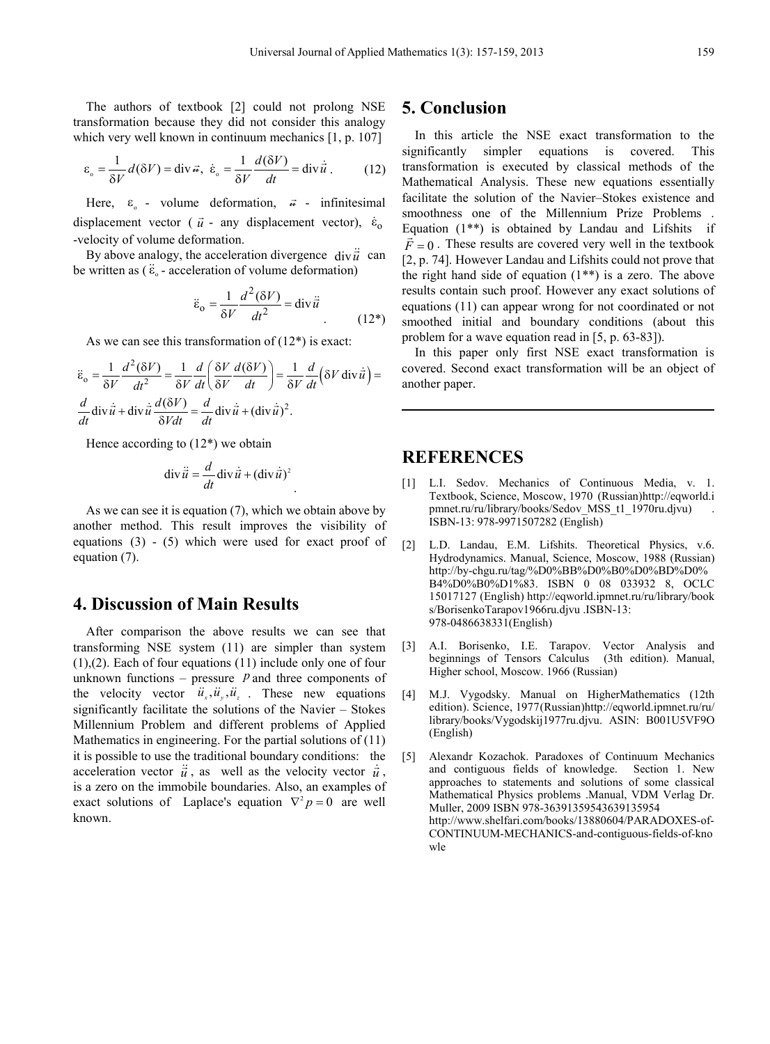The authors of textbook [2] could not prolong NSE transformation because they did not consider this analogy which very well known in continuum mechanics [1, p. 107]

$$\varepsilon_o = \frac{1}{\delta V} d(\delta V) = \operatorname{div} \vec{u}, \ \dot{\varepsilon}_o = \frac{1}{\delta V} \frac{d(\delta V)}{dt} = \operatorname{div} \dot{\vec{u}} \,. \tag{12}$$

Here, $\varepsilon_o$ - volume deformation, $\vec{u}$ - infinitesimal displacement vector ( $\vec{u}$ - any displacement vector), $\dot{\varepsilon}_o$ -velocity of volume deformation.

By above analogy, the acceleration divergence $\operatorname{div} \ddot{\vec{u}}$ can be written as ( $\ddot{\varepsilon}_o$ - acceleration of volume deformation)

$$\ddot{\varepsilon}_o = \frac{1}{\delta V} \frac{d^2(\delta V)}{dt^2} = \operatorname{div} \ddot{\vec{u}} \,. \tag{12*}$$

As we can see this transformation of (12*) is exact:

$$\ddot{\varepsilon}_o = \frac{1}{\delta V} \frac{d^2(\delta V)}{dt^2} = \frac{1}{\delta V} \frac{d}{dt}\left( \frac{\delta V}{\delta V} \frac{d(\delta V)}{dt} \right) = \frac{1}{\delta V} \frac{d}{dt}\left( \delta V \operatorname{div} \dot{\vec{u}} \right) =$$

$$\frac{d}{dt} \operatorname{div} \dot{\vec{u}} + \operatorname{div} \dot{\vec{u}} \frac{d(\delta V)}{\delta V dt} = \frac{d}{dt} \operatorname{div} \dot{\vec{u}} + (\operatorname{div} \dot{\vec{u}})^2.$$

Hence according to (12*) we obtain

$$\operatorname{div} \ddot{\vec{u}} = \frac{d}{dt} \operatorname{div} \dot{\vec{u}} + (\operatorname{div} \dot{\vec{u}})^2 \,.$$

As we can see it is equation (7), which we obtain above by another method. This result improves the visibility of equations (3) - (5) which were used for exact proof of equation (7).

## 4. Discussion of Main Results

After comparison the above results we can see that transforming NSE system (11) are simpler than system (1),(2). Each of four equations (11) include only one of four unknown functions – pressure $p$ and three components of the velocity vector $\dot{u}_x, \dot{u}_y, \dot{u}_z$ . These new equations significantly facilitate the solutions of the Navier – Stokes Millennium Problem and different problems of Applied Mathematics in engineering. For the partial solutions of (11) it is possible to use the traditional boundary conditions: the acceleration vector $\ddot{\vec{u}}$, as well as the velocity vector $\dot{\vec{u}}$, is a zero on the immobile boundaries. Also, an examples of exact solutions of Laplace's equation $\nabla^2 p = 0$ are well known.

## 5. Conclusion

In this article the NSE exact transformation to the significantly simpler equations is covered. This transformation is executed by classical methods of the Mathematical Analysis. These new equations essentially facilitate the solution of the Navier–Stokes existence and smoothness one of the Millennium Prize Problems . Equation (1**) is obtained by Landau and Lifshits if $\vec{F} = 0$ . These results are covered very well in the textbook [2, p. 74]. However Landau and Lifshits could not prove that the right hand side of equation (1**) is a zero. The above results contain such proof. However any exact solutions of equations (11) can appear wrong for not coordinated or not smoothed initial and boundary conditions (about this problem for a wave equation read in [5, p. 63-83]).

In this paper only first NSE exact transformation is covered. Second exact transformation will be an object of another paper.

## REFERENCES

[1] L.I. Sedov. Mechanics of Continuous Media, v. 1. Textbook, Science, Moscow, 1970 (Russian)http://eqworld.ipmnet.ru/ru/library/books/Sedov_MSS_t1_1970ru.djvu) . ISBN-13: 978-9971507282 (English)

[2] L.D. Landau, E.M. Lifshits. Theoretical Physics, v.6. Hydrodynamics. Manual, Science, Moscow, 1988 (Russian) http://by-chgu.ru/tag/%D0%BB%D0%B0%D0%BD%D0%B4%D0%B0%D1%83. ISBN 0 08 033932 8, OCLC 15017127 (English) http://eqworld.ipmnet.ru/ru/library/books/BorisenkoTarapov1966ru.djvu .ISBN-13: 978-0486638331(English)

[3] A.I. Borisenko, I.E. Tarapov. Vector Analysis and beginnings of Tensors Calculus (3th edition). Manual, Higher school, Moscow. 1966 (Russian)

[4] M.J. Vygodsky. Manual on HigherMathematics (12th edition). Science, 1977(Russian)http://eqworld.ipmnet.ru/ru/library/books/Vygodskij1977ru.djvu. ASIN: B001U5VF9O (English)

[5] Alexandr Kozachok. Paradoxes of Continuum Mechanics and contiguous fields of knowledge. Section 1. New approaches to statements and solutions of some classical Mathematical Physics problems .Manual, VDM Verlag Dr. Muller, 2009 ISBN 978-36391359543639135954 http://www.shelfari.com/books/13880604/PARADOXES-of-CONTINUUM-MECHANICS-and-contiguous-fields-of-knowle